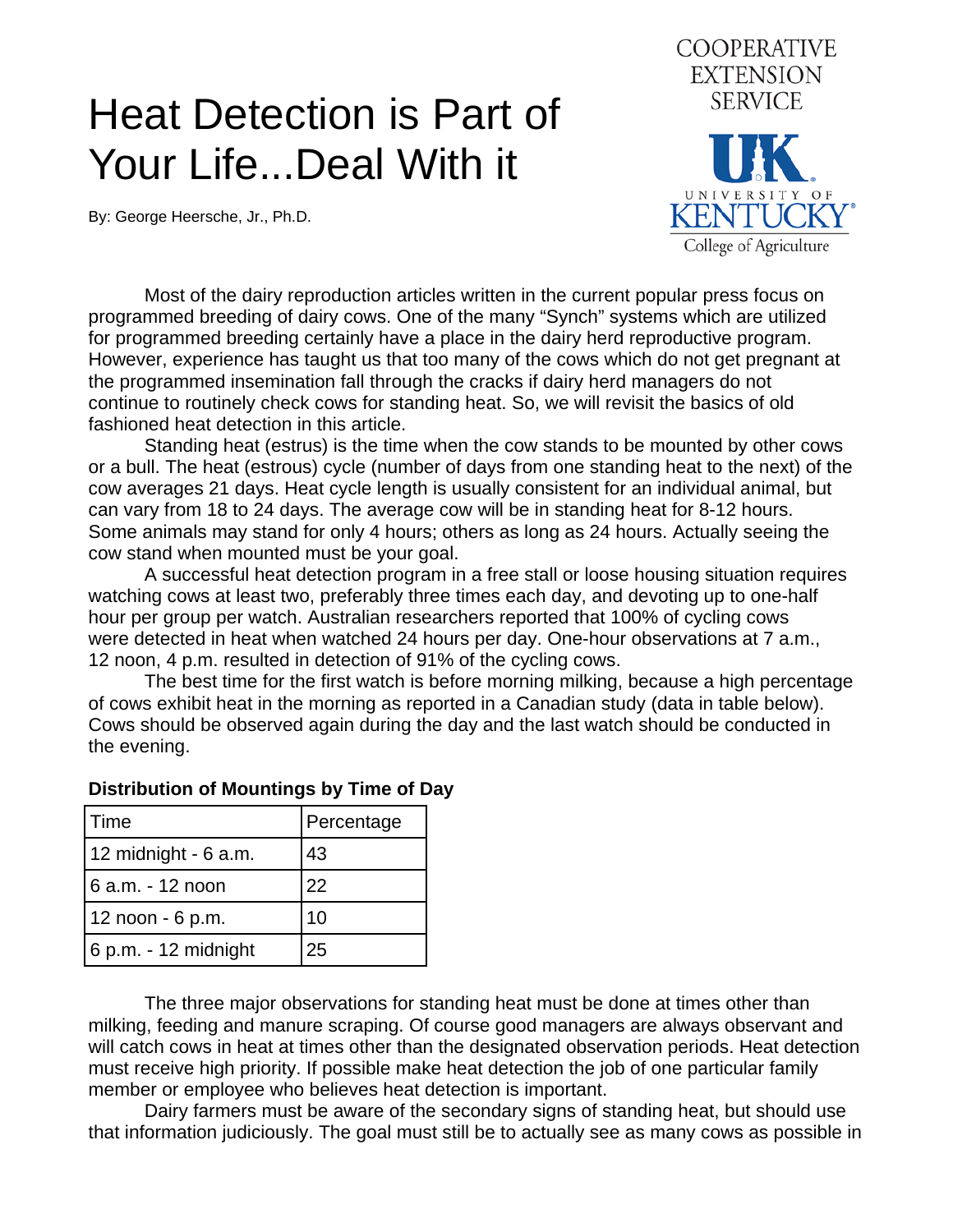# Heat Detection is Part of Your Life...Deal With it

By: George Heersche, Jr., Ph.D.

COOPERATIVE EXTENSION SERVICE

UNIVERSITY OF KENTUCKY College of Agriculture

Most of the dairy reproduction articles written in the current popular press focus on programmed breeding of dairy cows. One of the many "Synch" systems which are utilized for programmed breeding certainly have a place in the dairy herd reproductive program. However, experience has taught us that too many of the cows which do not get pregnant at the programmed insemination fall through the cracks if dairy herd managers do not continue to routinely check cows for standing heat. So, we will revisit the basics of old fashioned heat detection in this article.

Standing heat (estrus) is the time when the cow stands to be mounted by other cows or a bull. The heat (estrous) cycle (number of days from one standing heat to the next) of the cow averages 21 days. Heat cycle length is usually consistent for an individual animal, but can vary from 18 to 24 days. The average cow will be in standing heat for 8-12 hours. Some animals may stand for only 4 hours; others as long as 24 hours. Actually seeing the cow stand when mounted must be your goal.

A successful heat detection program in a free stall or loose housing situation requires watching cows at least two, preferably three times each day, and devoting up to one-half hour per group per watch. Australian researchers reported that 100% of cycling cows were detected in heat when watched 24 hours per day. One-hour observations at 7 a.m., 12 noon, 4 p.m. resulted in detection of 91% of the cycling cows.

The best time for the first watch is before morning milking, because a high percentage of cows exhibit heat in the morning as reported in a Canadian study (data in table below). Cows should be observed again during the day and the last watch should be conducted in the evening.

**Distribution of Mountings by Time of Day**

| Time | Percentage |
|---|---|
| 12 midnight - 6 a.m. | 43 |
| 6 a.m. - 12 noon | 22 |
| 12 noon - 6 p.m. | 10 |
| 6 p.m. - 12 midnight | 25 |

The three major observations for standing heat must be done at times other than milking, feeding and manure scraping. Of course good managers are always observant and will catch cows in heat at times other than the designated observation periods. Heat detection must receive high priority. If possible make heat detection the job of one particular family member or employee who believes heat detection is important.

Dairy farmers must be aware of the secondary signs of standing heat, but should use that information judiciously. The goal must still be to actually see as many cows as possible in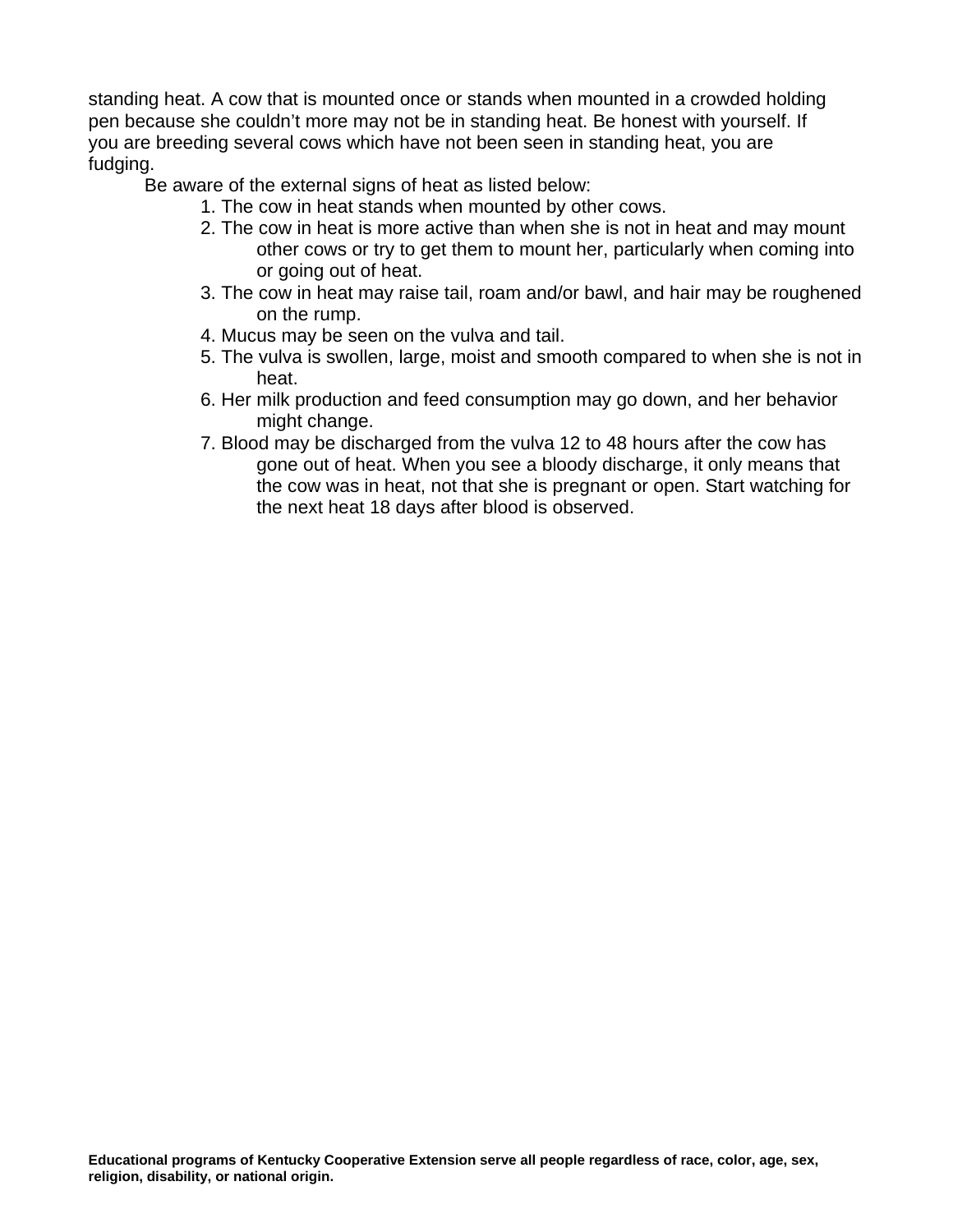standing heat. A cow that is mounted once or stands when mounted in a crowded holding pen because she couldn't more may not be in standing heat. Be honest with yourself. If you are breeding several cows which have not been seen in standing heat, you are fudging.

Be aware of the external signs of heat as listed below:

1. The cow in heat stands when mounted by other cows.
2. The cow in heat is more active than when she is not in heat and may mount other cows or try to get them to mount her, particularly when coming into or going out of heat.
3. The cow in heat may raise tail, roam and/or bawl, and hair may be roughened on the rump.
4. Mucus may be seen on the vulva and tail.
5. The vulva is swollen, large, moist and smooth compared to when she is not in heat.
6. Her milk production and feed consumption may go down, and her behavior might change.
7. Blood may be discharged from the vulva 12 to 48 hours after the cow has gone out of heat. When you see a bloody discharge, it only means that the cow was in heat, not that she is pregnant or open. Start watching for the next heat 18 days after blood is observed.

**Educational programs of Kentucky Cooperative Extension serve all people regardless of race, color, age, sex, religion, disability, or national origin.**